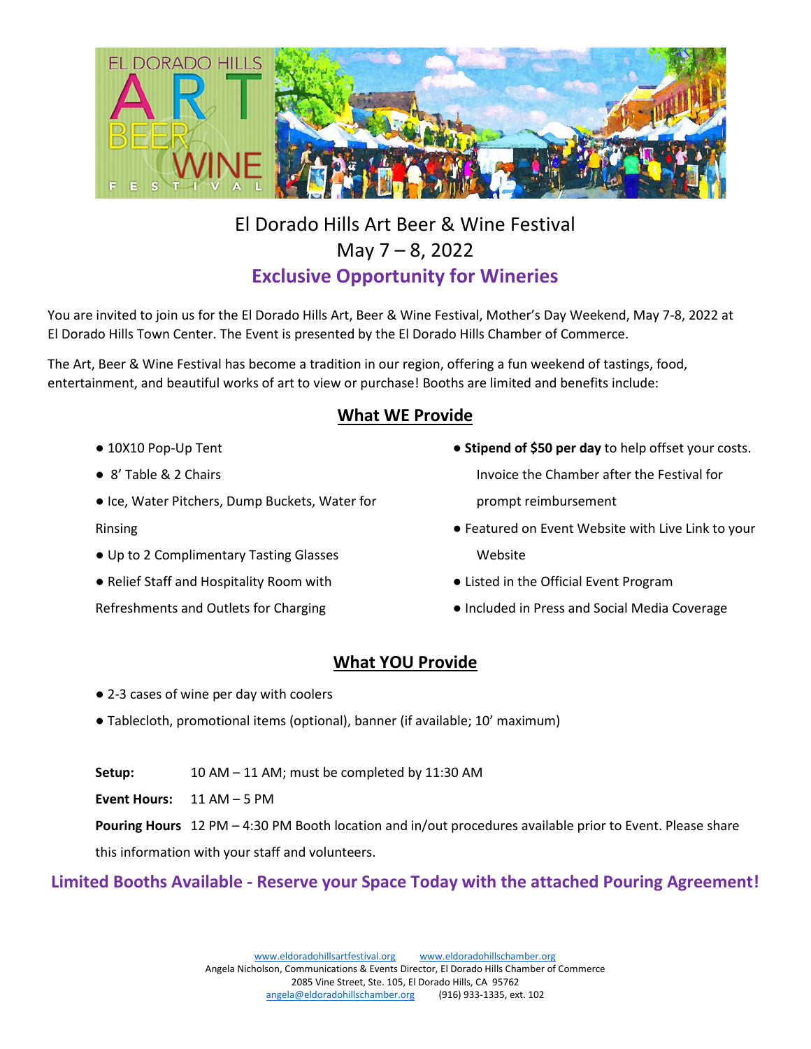# El Dorado Hills Art Beer & Wine Festival

## May 7 – 8, 2022

## Exclusive Opportunity for Wineries

You are invited to join us for the El Dorado Hills Art, Beer & Wine Festival, Mother's Day Weekend, May 7-8, 2022 at El Dorado Hills Town Center. The Event is presented by the El Dorado Hills Chamber of Commerce.

The Art, Beer & Wine Festival has become a tradition in our region, offering a fun weekend of tastings, food, entertainment, and beautiful works of art to view or purchase! Booths are limited and benefits include:

### What WE Provide

- 10X10 Pop-Up Tent
- 8' Table & 2 Chairs
- Ice, Water Pitchers, Dump Buckets, Water for Rinsing
- Up to 2 Complimentary Tasting Glasses
- Relief Staff and Hospitality Room with Refreshments and Outlets for Charging
- **Stipend of $50 per day** to help offset your costs. Invoice the Chamber after the Festival for prompt reimbursement
- Featured on Event Website with Live Link to your Website
- Listed in the Official Event Program
- Included in Press and Social Media Coverage

### What YOU Provide

- 2-3 cases of wine per day with coolers
- Tablecloth, promotional items (optional), banner (if available; 10' maximum)

**Setup:** 10 AM – 11 AM; must be completed by 11:30 AM

**Event Hours:** 11 AM – 5 PM

**Pouring Hours** 12 PM – 4:30 PM Booth location and in/out procedures available prior to Event. Please share this information with your staff and volunteers.

**Limited Booths Available - Reserve your Space Today with the attached Pouring Agreement!**

www.eldoradohillsartfestival.org www.eldoradohillschamber.org
Angela Nicholson, Communications & Events Director, El Dorado Hills Chamber of Commerce
2085 Vine Street, Ste. 105, El Dorado Hills, CA 95762
angela@eldoradohillschamber.org (916) 933-1335, ext. 102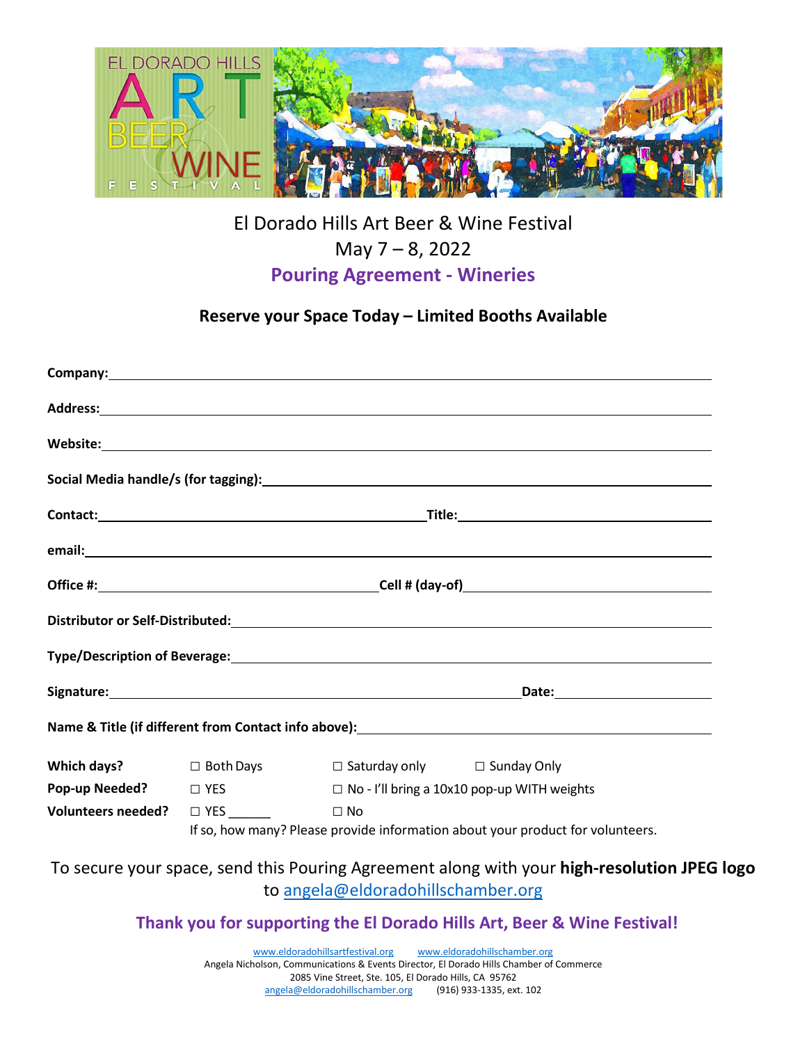# El Dorado Hills Art Beer & Wine Festival

May 7 – 8, 2022

## Pouring Agreement - Wineries

**Reserve your Space Today – Limited Booths Available**

**Company:** ______________________________________________

**Address:** ______________________________________________

**Website:** ______________________________________________

**Social Media handle/s (for tagging):** ______________________________________________

**Contact:** ______________________________ **Title:** ______________________________

**email:** ______________________________________________

**Office #:** ______________________________ **Cell # (day-of)** ______________________________

**Distributor or Self-Distributed:** ______________________________________________

**Type/Description of Beverage:** ______________________________________________

**Signature:** ______________________________ **Date:** ______________________________

**Name & Title (if different from Contact info above):** ______________________________________________

**Which days?** ☐ Both Days ☐ Saturday only ☐ Sunday Only

**Pop-up Needed?** ☐ YES ☐ No - I'll bring a 10x10 pop-up WITH weights

**Volunteers needed?** ☐ YES ______ ☐ No

If so, how many? Please provide information about your product for volunteers.

To secure your space, send this Pouring Agreement along with your **high-resolution JPEG logo** to angela@eldoradohillschamber.org

**Thank you for supporting the El Dorado Hills Art, Beer & Wine Festival!**

www.eldoradohillsartfestival.org www.eldoradohillschamber.org

Angela Nicholson, Communications & Events Director, El Dorado Hills Chamber of Commerce

2085 Vine Street, Ste. 105, El Dorado Hills, CA 95762

angela@eldoradohillschamber.org (916) 933-1335, ext. 102